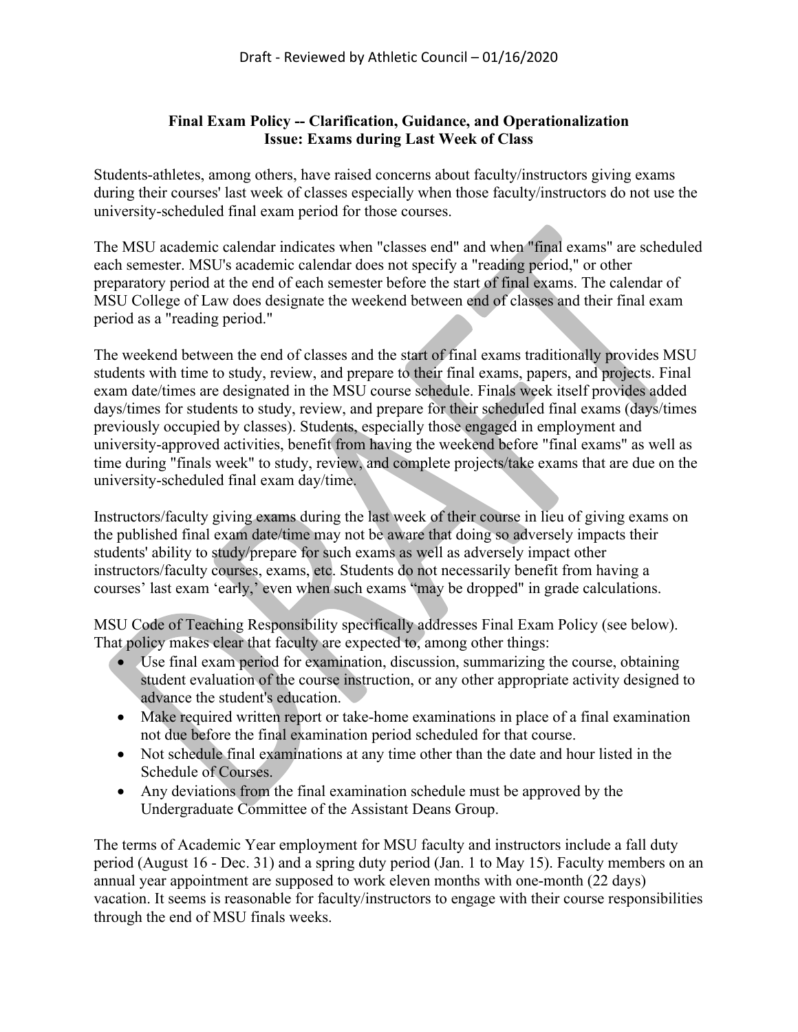Draft - Reviewed by Athletic Council – 01/16/2020

**Final Exam Policy -- Clarification, Guidance, and Operationalization**
**Issue: Exams during Last Week of Class**

Students-athletes, among others, have raised concerns about faculty/instructors giving exams during their courses' last week of classes especially when those faculty/instructors do not use the university-scheduled final exam period for those courses.

The MSU academic calendar indicates when "classes end" and when "final exams" are scheduled each semester. MSU's academic calendar does not specify a "reading period," or other preparatory period at the end of each semester before the start of final exams. The calendar of MSU College of Law does designate the weekend between end of classes and their final exam period as a "reading period."

The weekend between the end of classes and the start of final exams traditionally provides MSU students with time to study, review, and prepare to their final exams, papers, and projects. Final exam date/times are designated in the MSU course schedule. Finals week itself provides added days/times for students to study, review, and prepare for their scheduled final exams (days/times previously occupied by classes). Students, especially those engaged in employment and university-approved activities, benefit from having the weekend before "final exams" as well as time during "finals week" to study, review, and complete projects/take exams that are due on the university-scheduled final exam day/time.

Instructors/faculty giving exams during the last week of their course in lieu of giving exams on the published final exam date/time may not be aware that doing so adversely impacts their students' ability to study/prepare for such exams as well as adversely impact other instructors/faculty courses, exams, etc. Students do not necessarily benefit from having a courses' last exam 'early,' even when such exams "may be dropped" in grade calculations.

MSU Code of Teaching Responsibility specifically addresses Final Exam Policy (see below). That policy makes clear that faculty are expected to, among other things:

- Use final exam period for examination, discussion, summarizing the course, obtaining student evaluation of the course instruction, or any other appropriate activity designed to advance the student's education.
- Make required written report or take-home examinations in place of a final examination not due before the final examination period scheduled for that course.
- Not schedule final examinations at any time other than the date and hour listed in the Schedule of Courses.
- Any deviations from the final examination schedule must be approved by the Undergraduate Committee of the Assistant Deans Group.

The terms of Academic Year employment for MSU faculty and instructors include a fall duty period (August 16 - Dec. 31) and a spring duty period (Jan. 1 to May 15). Faculty members on an annual year appointment are supposed to work eleven months with one-month (22 days) vacation. It seems is reasonable for faculty/instructors to engage with their course responsibilities through the end of MSU finals weeks.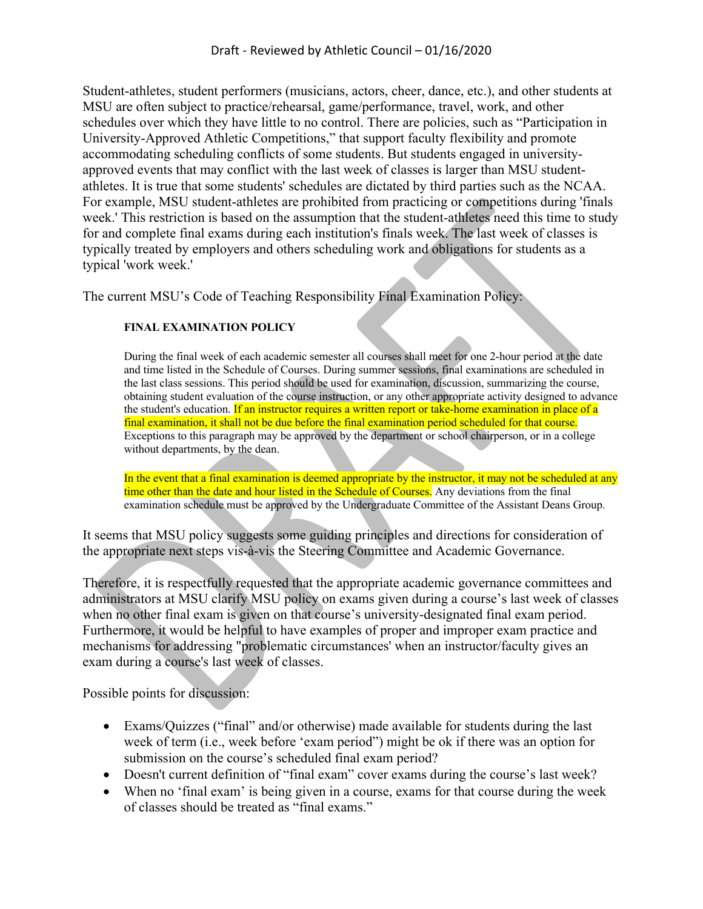Student-athletes, student performers (musicians, actors, cheer, dance, etc.), and other students at MSU are often subject to practice/rehearsal, game/performance, travel, work, and other schedules over which they have little to no control. There are policies, such as "Participation in University-Approved Athletic Competitions," that support faculty flexibility and promote accommodating scheduling conflicts of some students. But students engaged in university-approved events that may conflict with the last week of classes is larger than MSU student-athletes. It is true that some students' schedules are dictated by third parties such as the NCAA. For example, MSU student-athletes are prohibited from practicing or competitions during 'finals week.' This restriction is based on the assumption that the student-athletes need this time to study for and complete final exams during each institution's finals week. The last week of classes is typically treated by employers and others scheduling work and obligations for students as a typical 'work week.'

The current MSU's Code of Teaching Responsibility Final Examination Policy:

> **FINAL EXAMINATION POLICY**
>
> During the final week of each academic semester all courses shall meet for one 2-hour period at the date and time listed in the Schedule of Courses. During summer sessions, final examinations are scheduled in the last class sessions. This period should be used for examination, discussion, summarizing the course, obtaining student evaluation of the course instruction, or any other appropriate activity designed to advance the student's education. If an instructor requires a written report or take-home examination in place of a final examination, it shall not be due before the final examination period scheduled for that course. Exceptions to this paragraph may be approved by the department or school chairperson, or in a college without departments, by the dean.
>
> In the event that a final examination is deemed appropriate by the instructor, it may not be scheduled at any time other than the date and hour listed in the Schedule of Courses. Any deviations from the final examination schedule must be approved by the Undergraduate Committee of the Assistant Deans Group.

It seems that MSU policy suggests some guiding principles and directions for consideration of the appropriate next steps vis-à-vis the Steering Committee and Academic Governance.

Therefore, it is respectfully requested that the appropriate academic governance committees and administrators at MSU clarify MSU policy on exams given during a course's last week of classes when no other final exam is given on that course's university-designated final exam period. Furthermore, it would be helpful to have examples of proper and improper exam practice and mechanisms for addressing "problematic circumstances' when an instructor/faculty gives an exam during a course's last week of classes.

Possible points for discussion:

- Exams/Quizzes ("final" and/or otherwise) made available for students during the last week of term (i.e., week before 'exam period") might be ok if there was an option for submission on the course's scheduled final exam period?
- Doesn't current definition of "final exam" cover exams during the course's last week?
- When no 'final exam' is being given in a course, exams for that course during the week of classes should be treated as "final exams."